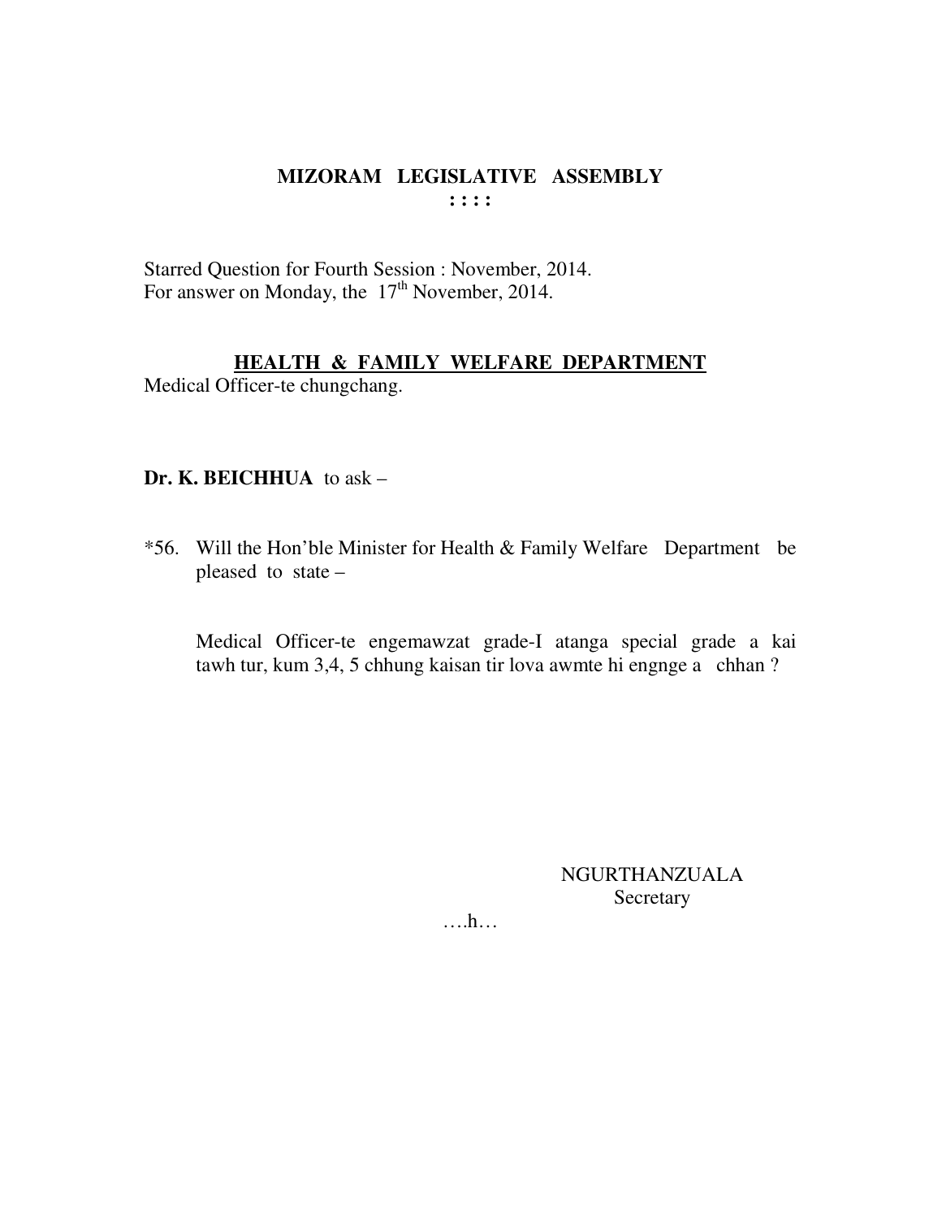# MIZORAM LEGISLATIVE ASSEMBLY

: : : :

Starred Question for Fourth Session : November, 2014.
For answer on Monday, the 17th November, 2014.

## HEALTH & FAMILY WELFARE DEPARTMENT

Medical Officer-te chungchang.

**Dr. K. BEICHHUA** to ask –

*56. Will the Hon'ble Minister for Health & Family Welfare Department be pleased to state –

Medical Officer-te engemawzat grade-I atanga special grade a kai tawh tur, kum 3,4, 5 chhung kaisan tir lova awmte hi engnge a chhan ?

NGURTHANZUALA
Secretary

….h…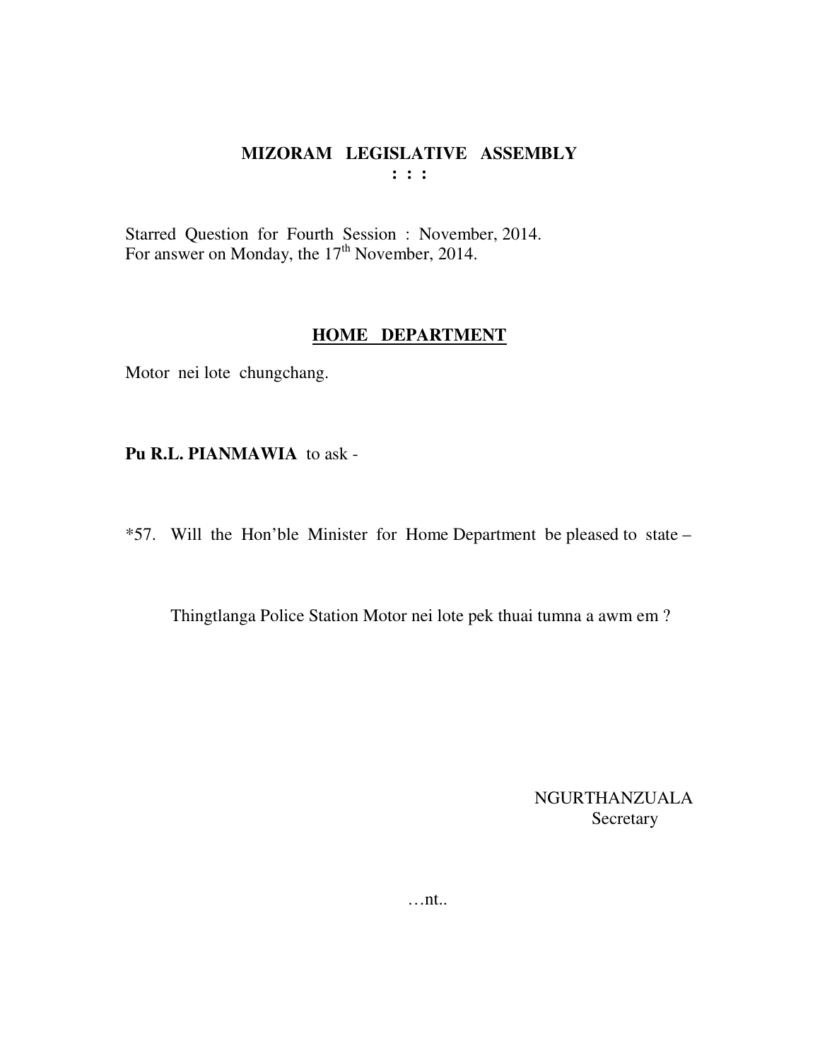# MIZORAM LEGISLATIVE ASSEMBLY

**: : :**

Starred Question for Fourth Session : November, 2014.
For answer on Monday, the 17th November, 2014.

## HOME DEPARTMENT

Motor nei lote chungchang.

**Pu R.L. PIANMAWIA** to ask -

*57. Will the Hon'ble Minister for Home Department be pleased to state –

Thingtlanga Police Station Motor nei lote pek thuai tumna a awm em ?

NGURTHANZUALA
Secretary

…nt..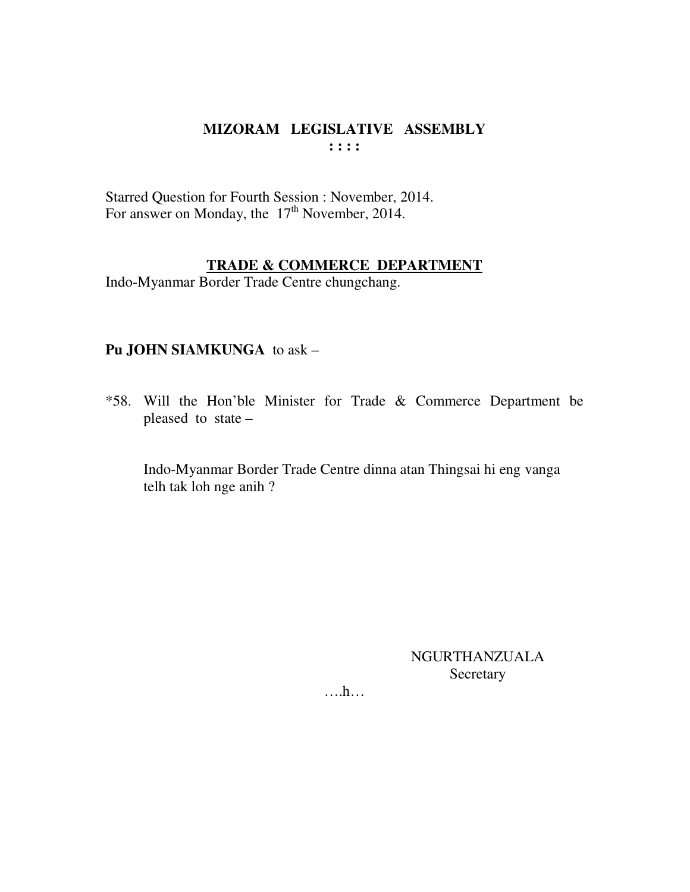# MIZORAM LEGISLATIVE ASSEMBLY

**: : : :**

Starred Question for Fourth Session : November, 2014.
For answer on Monday, the 17th November, 2014.

## TRADE & COMMERCE DEPARTMENT

Indo-Myanmar Border Trade Centre chungchang.

**Pu JOHN SIAMKUNGA** to ask –

*58. Will the Hon'ble Minister for Trade & Commerce Department be pleased to state –

Indo-Myanmar Border Trade Centre dinna atan Thingsai hi eng vanga telh tak loh nge anih ?

NGURTHANZUALA
Secretary

….h…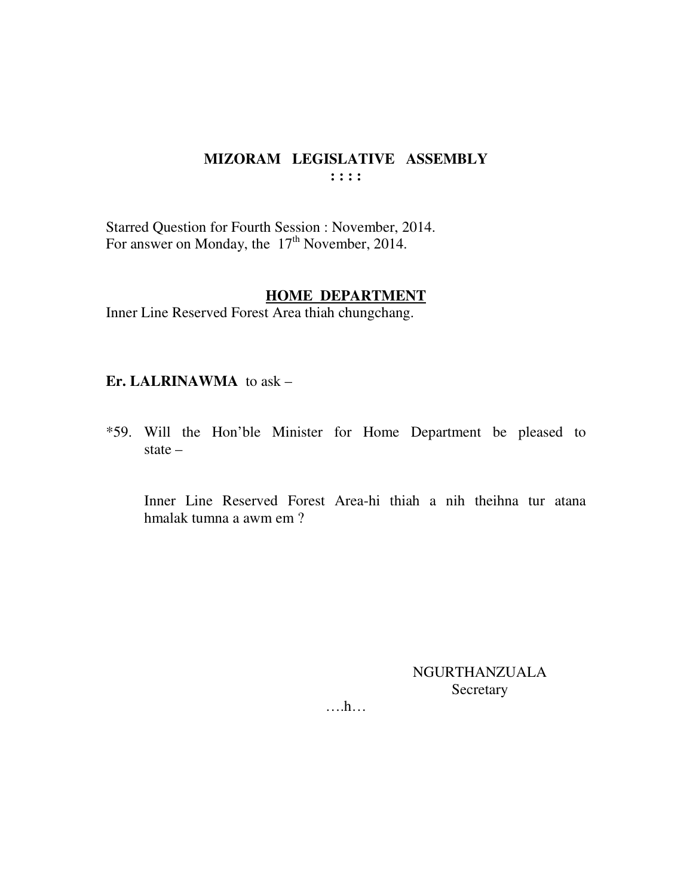# MIZORAM LEGISLATIVE ASSEMBLY

: : : :

Starred Question for Fourth Session : November, 2014.
For answer on Monday, the 17th November, 2014.

## HOME DEPARTMENT

Inner Line Reserved Forest Area thiah chungchang.

**Er. LALRINAWMA** to ask –

*59. Will the Hon'ble Minister for Home Department be pleased to state –

Inner Line Reserved Forest Area-hi thiah a nih theihna tur atana hmalak tumna a awm em ?

NGURTHANZUALA
Secretary

….h…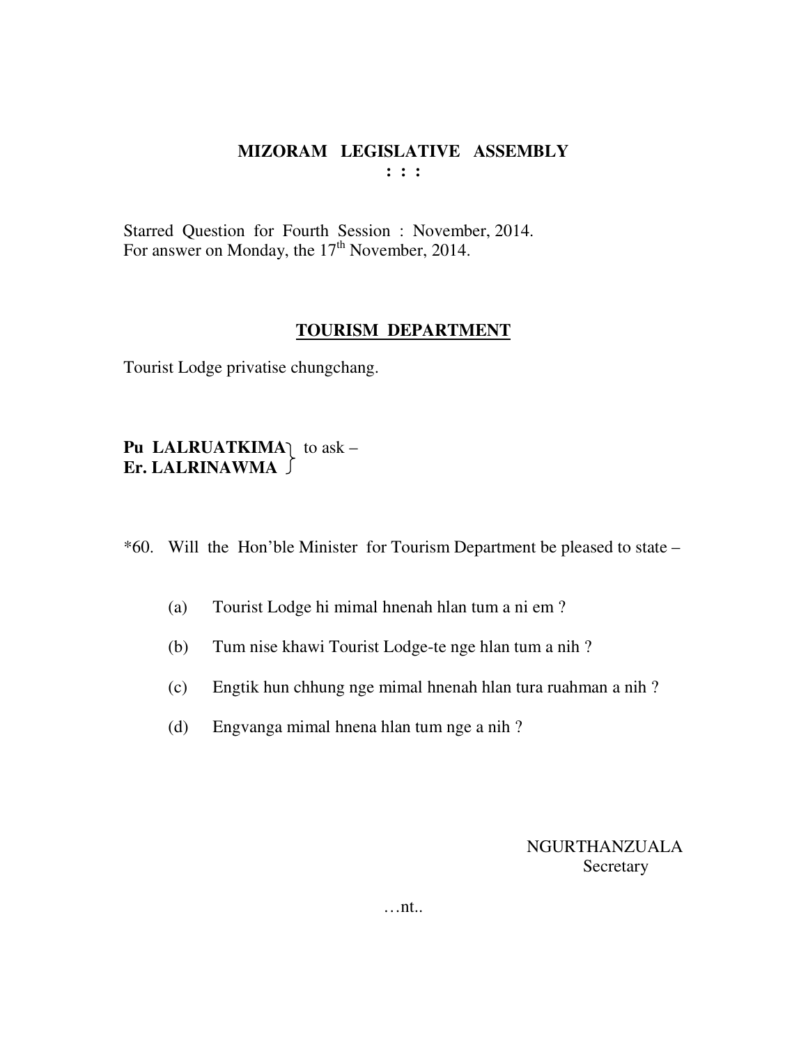# MIZORAM LEGISLATIVE ASSEMBLY

**: : :**

Starred Question for Fourth Session : November, 2014.
For answer on Monday, the 17th November, 2014.

## TOURISM DEPARTMENT

Tourist Lodge privatise chungchang.

**Pu LALRUATKIMA**
**Er. LALRINAWMA** } to ask –

*60. Will the Hon'ble Minister for Tourism Department be pleased to state –

(a) Tourist Lodge hi mimal hnenah hlan tum a ni em ?

(b) Tum nise khawi Tourist Lodge-te nge hlan tum a nih ?

(c) Engtik hun chhung nge mimal hnenah hlan tura ruahman a nih ?

(d) Engvanga mimal hnena hlan tum nge a nih ?

NGURTHANZUALA
Secretary

…nt..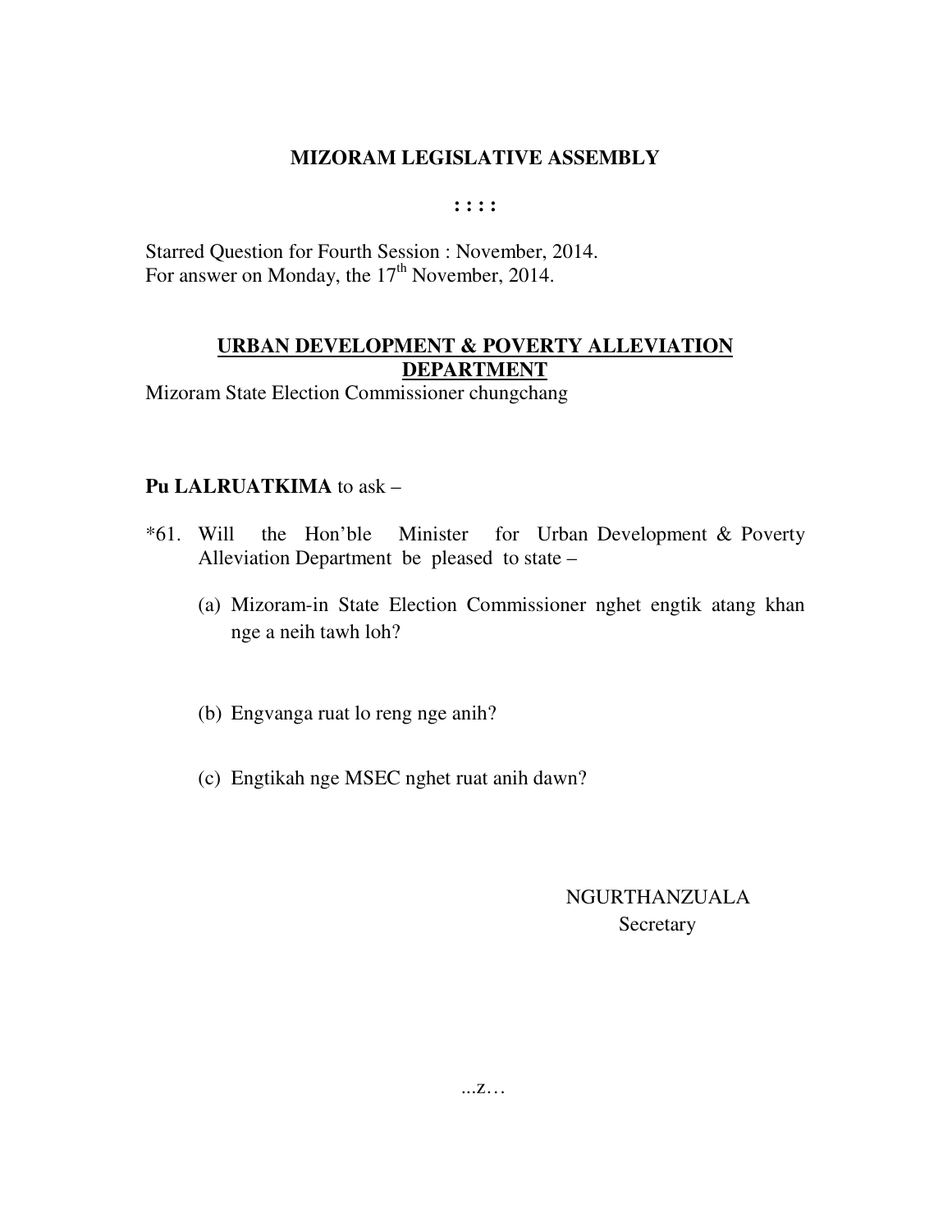# MIZORAM LEGISLATIVE ASSEMBLY

**: : : :**

Starred Question for Fourth Session : November, 2014.
For answer on Monday, the 17th November, 2014.

## URBAN DEVELOPMENT & POVERTY ALLEVIATION DEPARTMENT

Mizoram State Election Commissioner chungchang

**Pu LALRUATKIMA** to ask –

*61. Will the Hon'ble Minister for Urban Development & Poverty Alleviation Department be pleased to state –

(a) Mizoram-in State Election Commissioner nghet engtik atang khan nge a neih tawh loh?

(b) Engvanga ruat lo reng nge anih?

(c) Engtikah nge MSEC nghet ruat anih dawn?

NGURTHANZUALA
Secretary

...z…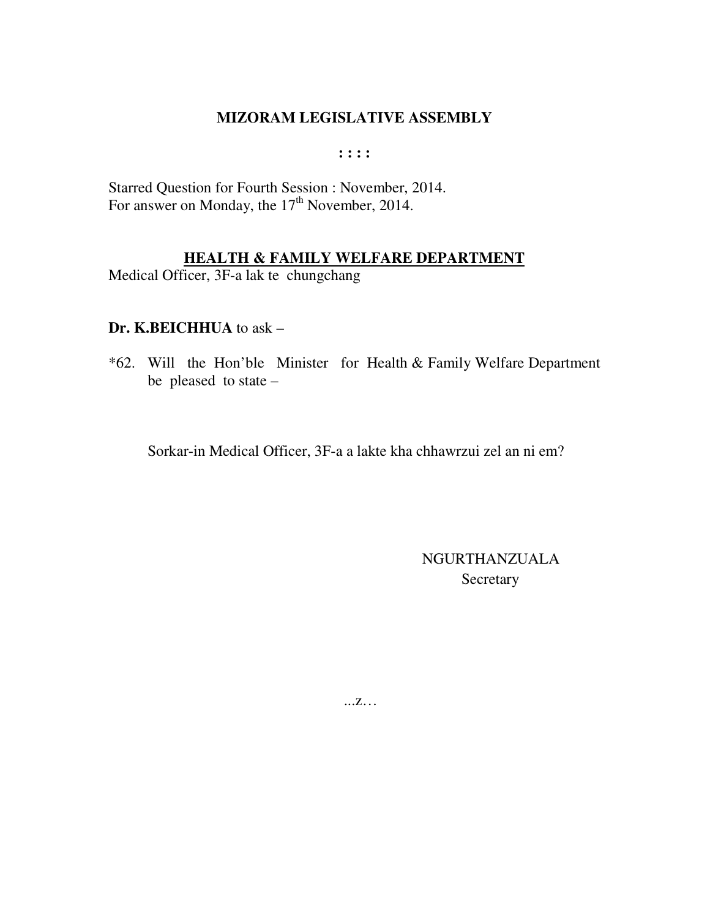# MIZORAM LEGISLATIVE ASSEMBLY

**: : : :**

Starred Question for Fourth Session : November, 2014.
For answer on Monday, the 17th November, 2014.

## HEALTH & FAMILY WELFARE DEPARTMENT

Medical Officer, 3F-a lak te chungchang

**Dr. K.BEICHHUA** to ask –

*62. Will the Hon'ble Minister for Health & Family Welfare Department be pleased to state –

Sorkar-in Medical Officer, 3F-a a lakte kha chhawrzui zel an ni em?

NGURTHANZUALA
Secretary

...z…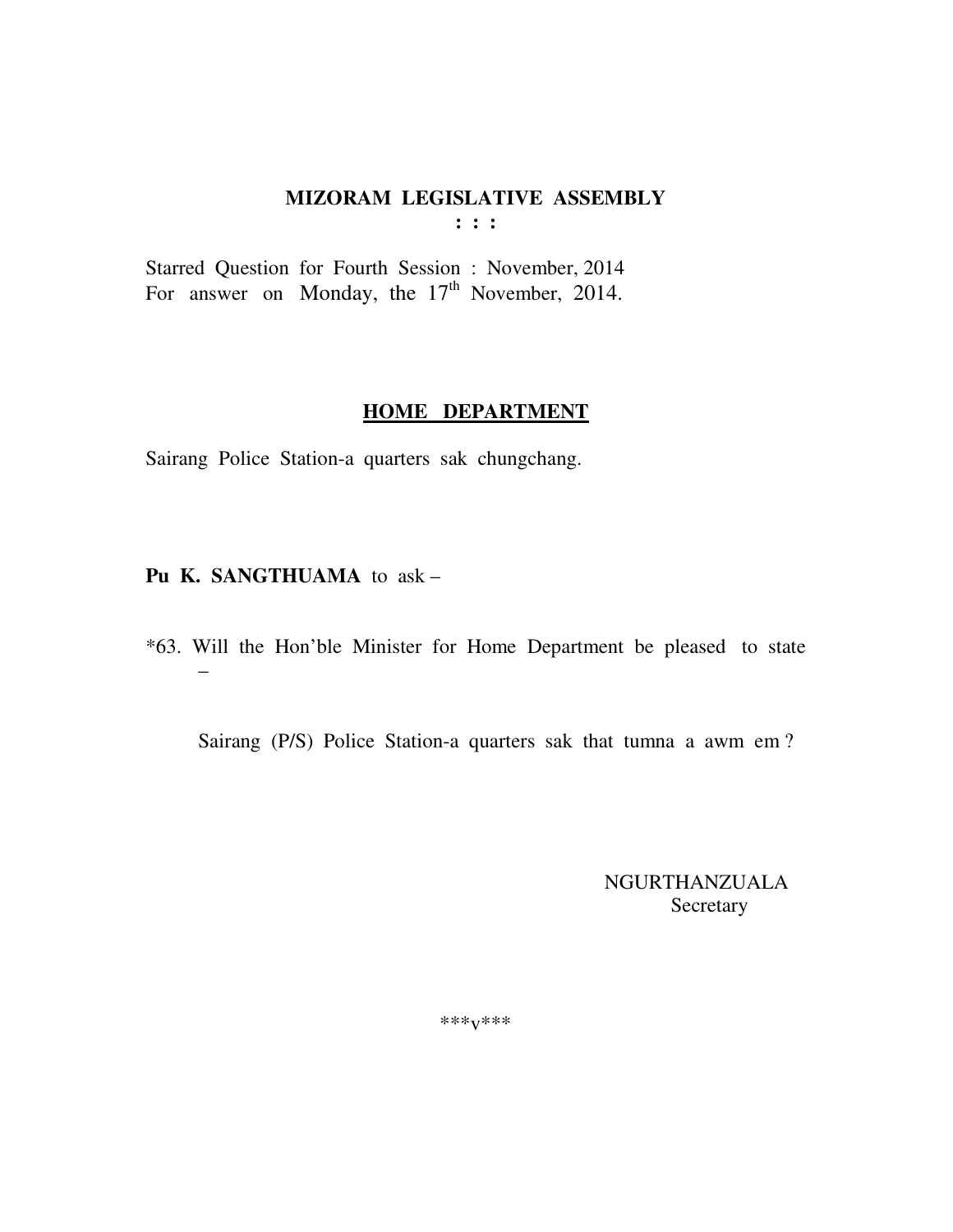**MIZORAM LEGISLATIVE ASSEMBLY**
**: : :**

Starred Question for Fourth Session : November, 2014
For answer on Monday, the 17th November, 2014.

**HOME DEPARTMENT**

Sairang Police Station-a quarters sak chungchang.

**Pu K. SANGTHUAMA** to ask –

*63. Will the Hon'ble Minister for Home Department be pleased to state –

Sairang (P/S) Police Station-a quarters sak that tumna a awm em ?

NGURTHANZUALA
Secretary

***v***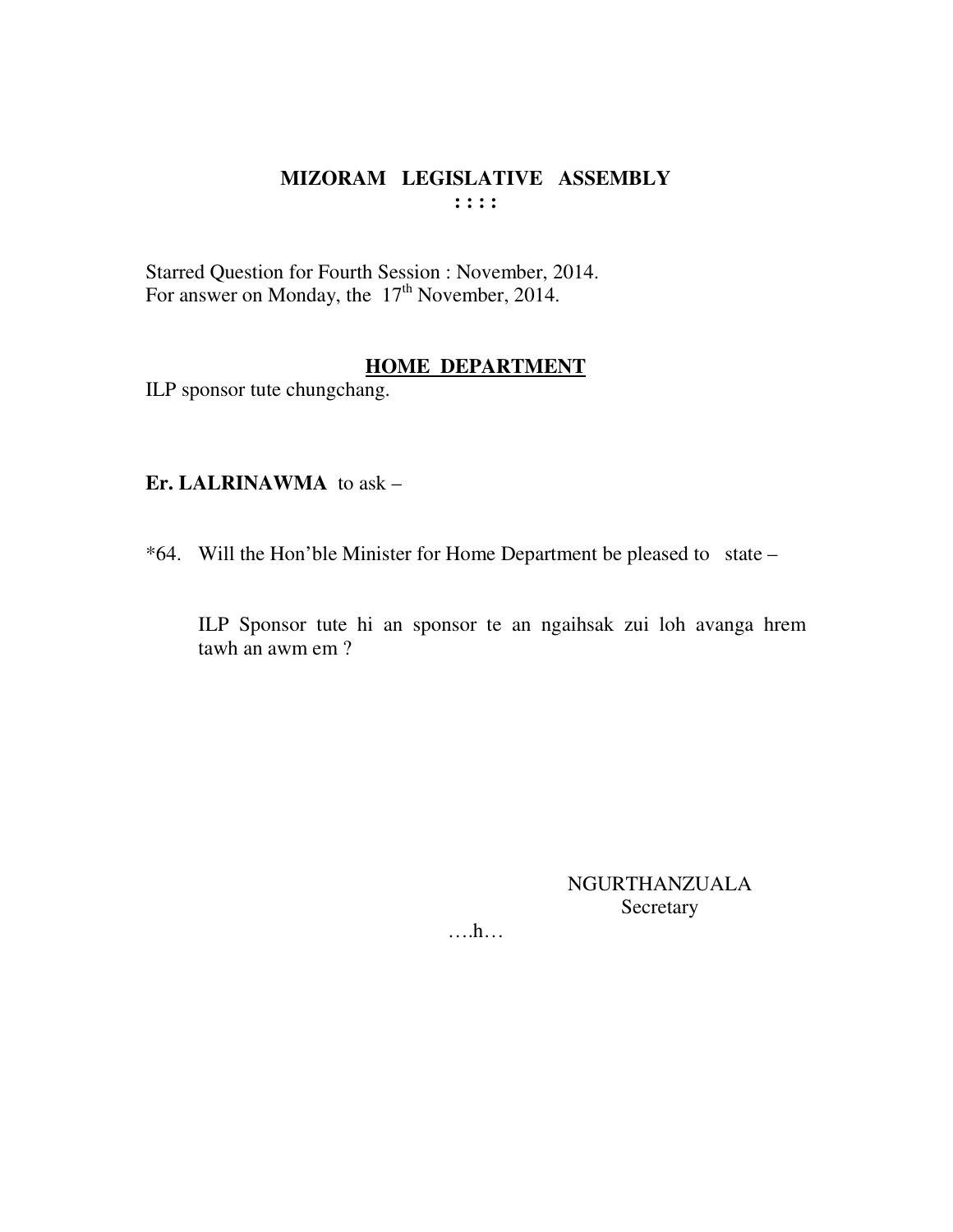# MIZORAM LEGISLATIVE ASSEMBLY

**: : : :**

Starred Question for Fourth Session : November, 2014.
For answer on Monday, the 17th November, 2014.

## HOME DEPARTMENT

ILP sponsor tute chungchang.

**Er. LALRINAWMA** to ask –

*64. Will the Hon'ble Minister for Home Department be pleased to state –

ILP Sponsor tute hi an sponsor te an ngaihsak zui loh avanga hrem tawh an awm em ?

NGURTHANZUALA
Secretary

….h…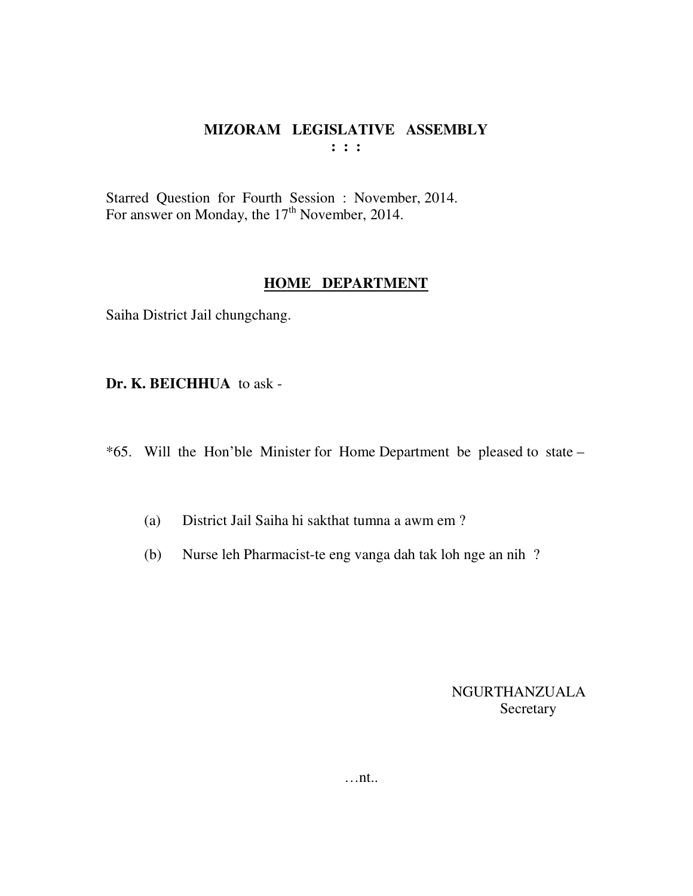# MIZORAM LEGISLATIVE ASSEMBLY

**: : :**

Starred Question for Fourth Session : November, 2014.
For answer on Monday, the 17th November, 2014.

## HOME DEPARTMENT

Saiha District Jail chungchang.

**Dr. K. BEICHHUA** to ask -

*65. Will the Hon'ble Minister for Home Department be pleased to state –

(a) District Jail Saiha hi sakthat tumna a awm em ?

(b) Nurse leh Pharmacist-te eng vanga dah tak loh nge an nih ?

NGURTHANZUALA
Secretary

…nt..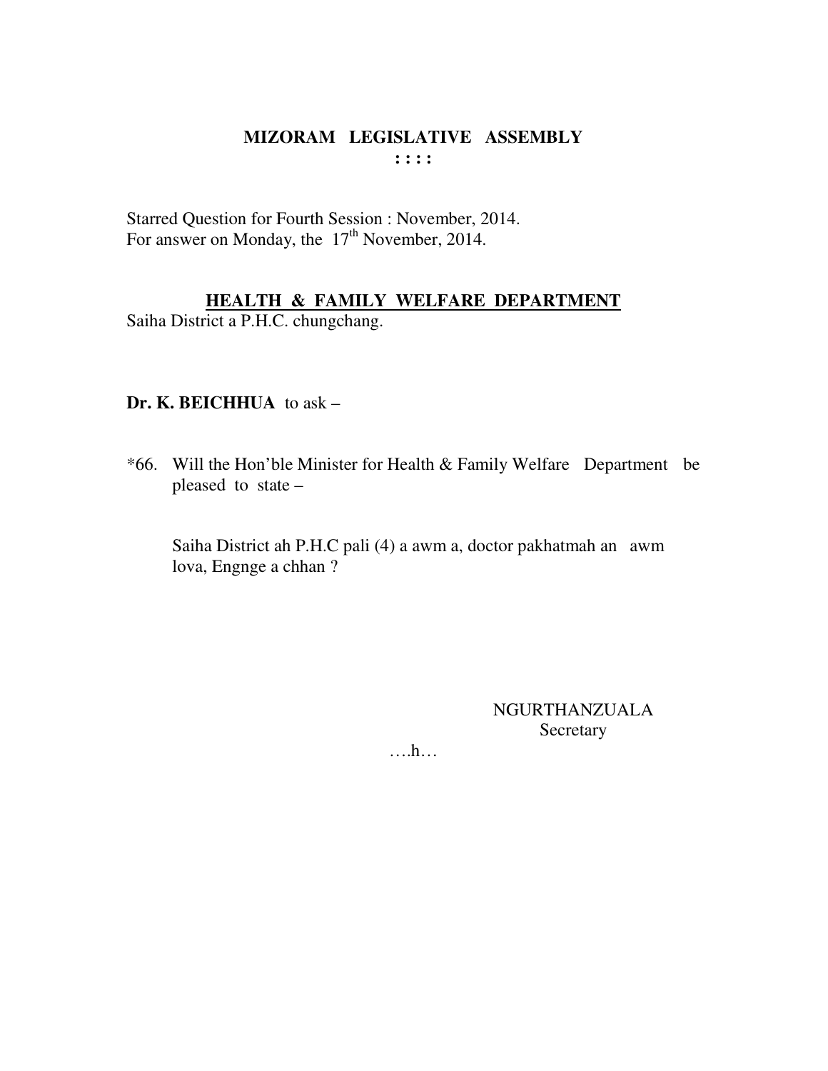# MIZORAM LEGISLATIVE ASSEMBLY

**: : : :**

Starred Question for Fourth Session : November, 2014.
For answer on Monday, the 17th November, 2014.

## HEALTH & FAMILY WELFARE DEPARTMENT

Saiha District a P.H.C. chungchang.

**Dr. K. BEICHHUA** to ask –

*66. Will the Hon'ble Minister for Health & Family Welfare Department be pleased to state –

Saiha District ah P.H.C pali (4) a awm a, doctor pakhatmah an awm lova, Engnge a chhan ?

NGURTHANZUALA
Secretary

….h…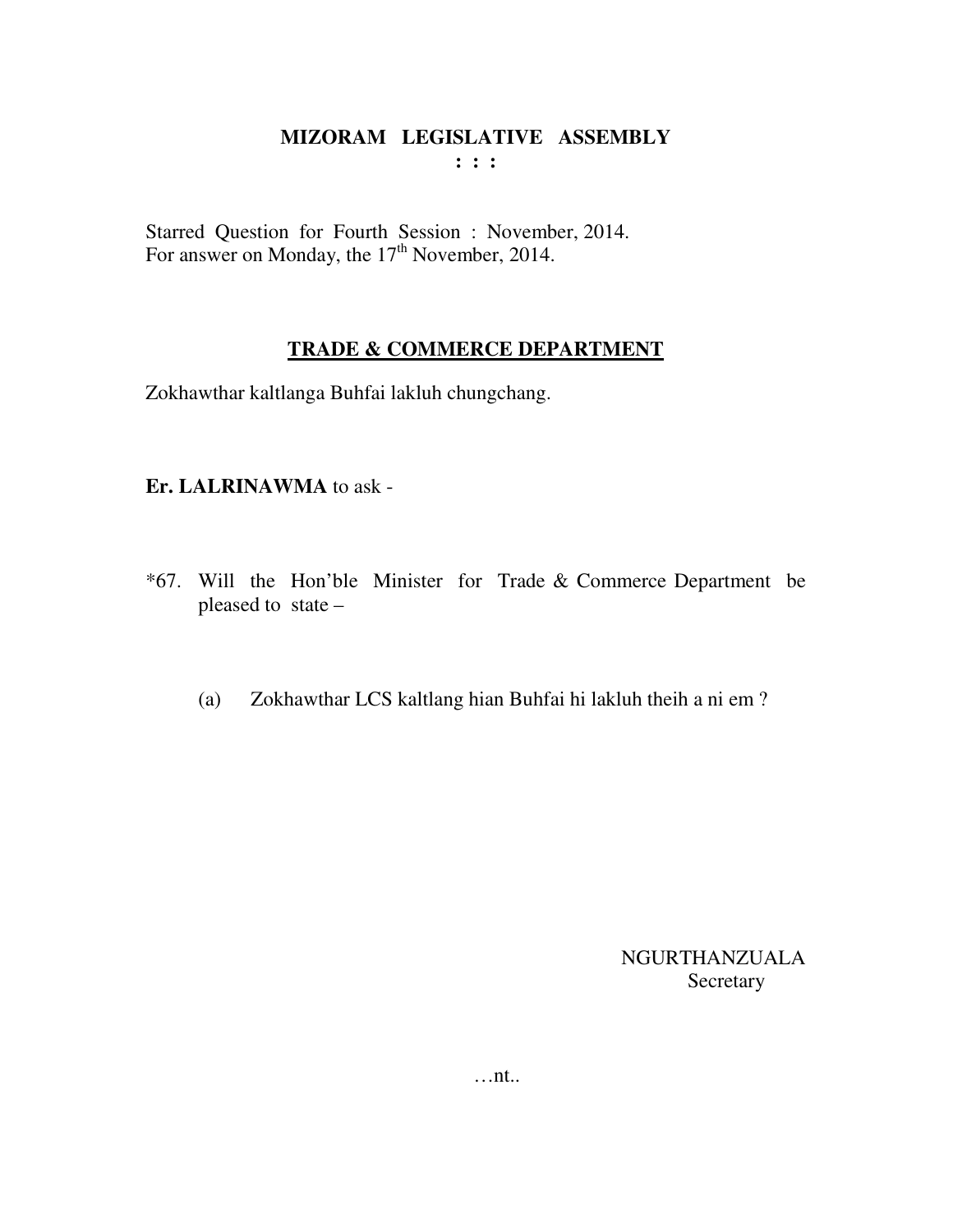# MIZORAM LEGISLATIVE ASSEMBLY

: : :

Starred Question for Fourth Session : November, 2014.
For answer on Monday, the 17th November, 2014.

## TRADE & COMMERCE DEPARTMENT

Zokhawthar kaltlanga Buhfai lakluh chungchang.

**Er. LALRINAWMA** to ask -

*67. Will the Hon'ble Minister for Trade & Commerce Department be pleased to state –

(a) Zokhawthar LCS kaltlang hian Buhfai hi lakluh theih a ni em ?

NGURTHANZUALA
Secretary

…nt..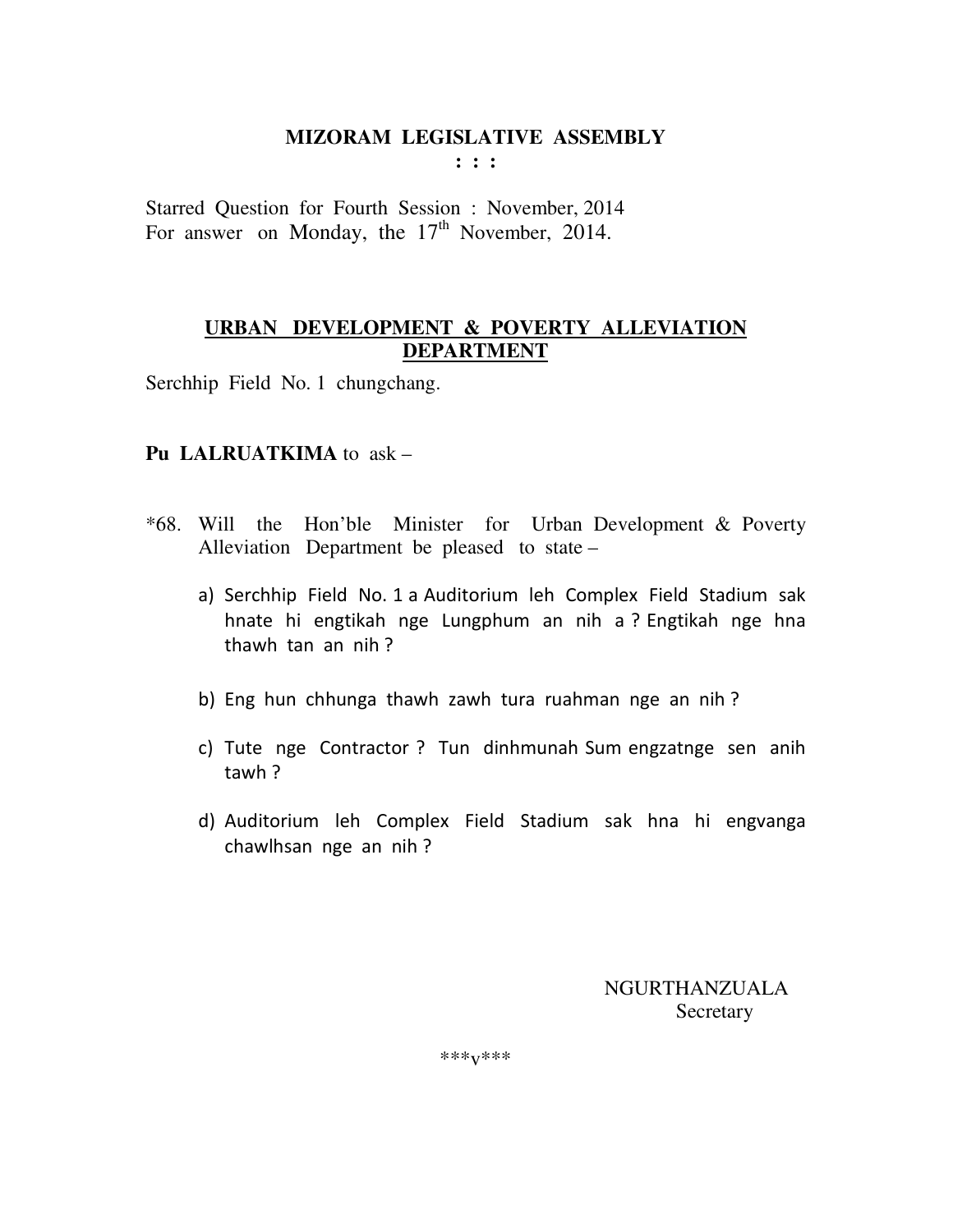# MIZORAM LEGISLATIVE ASSEMBLY

: : :

Starred Question for Fourth Session : November, 2014
For answer on Monday, the 17th November, 2014.

## URBAN DEVELOPMENT & POVERTY ALLEVIATION DEPARTMENT

Serchhip Field No. 1 chungchang.

**Pu LALRUATKIMA** to ask –

*68. Will the Hon'ble Minister for Urban Development & Poverty Alleviation Department be pleased to state –

a) Serchhip Field No. 1 a Auditorium leh Complex Field Stadium sak hnate hi engtikah nge Lungphum an nih a ? Engtikah nge hna thawh tan an nih ?

b) Eng hun chhunga thawh zawh tura ruahman nge an nih ?

c) Tute nge Contractor ? Tun dinhmunah Sum engzatnge sen anih tawh ?

d) Auditorium leh Complex Field Stadium sak hna hi engvanga chawlhsan nge an nih ?

NGURTHANZUALA
Secretary

***v***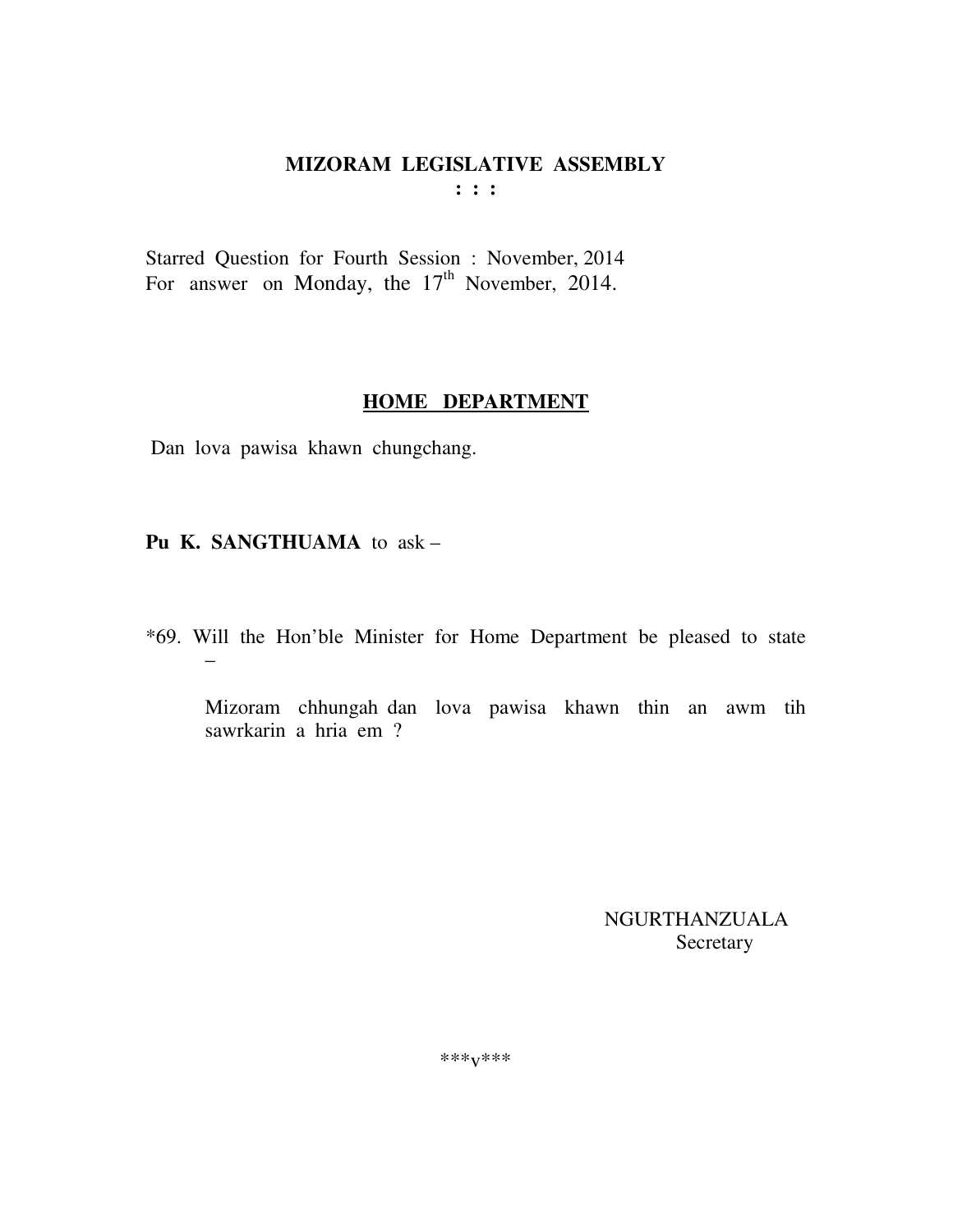# MIZORAM LEGISLATIVE ASSEMBLY

: : :

Starred Question for Fourth Session : November, 2014
For answer on Monday, the 17th November, 2014.

## HOME DEPARTMENT

Dan lova pawisa khawn chungchang.

**Pu K. SANGTHUAMA** to ask –

*69. Will the Hon'ble Minister for Home Department be pleased to state –

Mizoram chhungah dan lova pawisa khawn thin an awm tih sawrkarin a hria em ?

NGURTHANZUALA
Secretary

***v***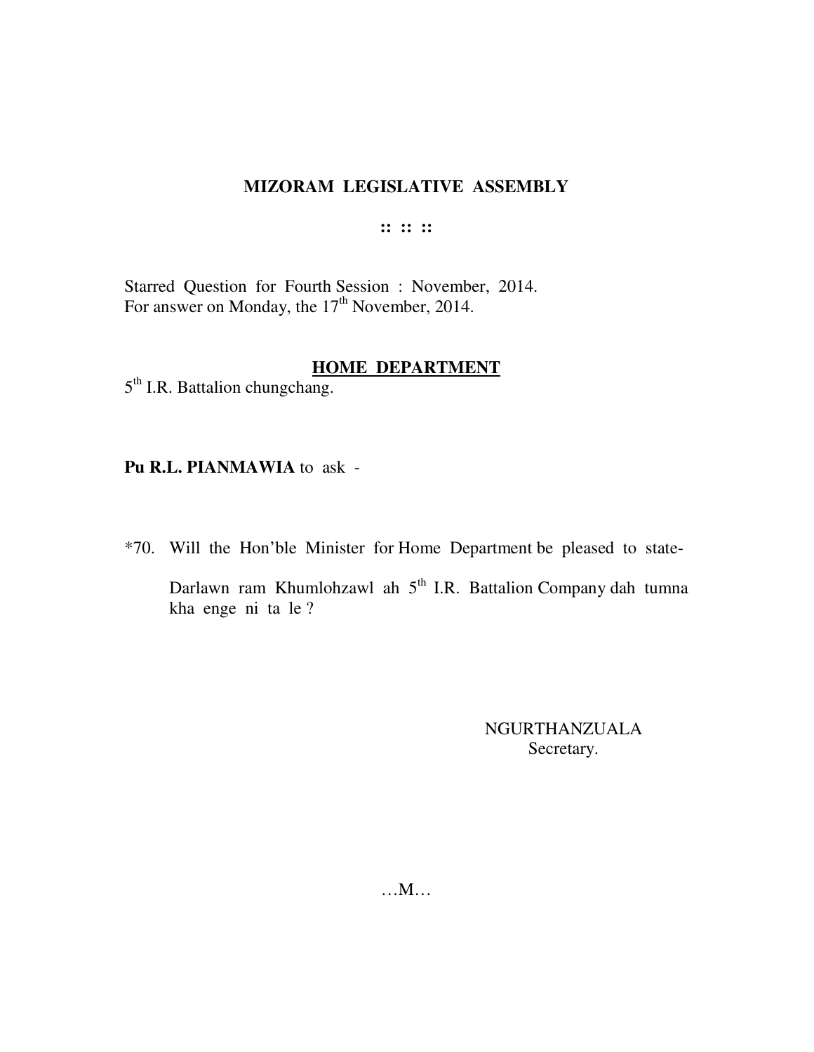# MIZORAM LEGISLATIVE ASSEMBLY

:: :: ::

Starred Question for Fourth Session : November, 2014.
For answer on Monday, the 17th November, 2014.

## HOME DEPARTMENT

5th I.R. Battalion chungchang.

**Pu R.L. PIANMAWIA** to ask -

*70. Will the Hon'ble Minister for Home Department be pleased to state-

Darlawn ram Khumlohzawl ah 5th I.R. Battalion Company dah tumna kha enge ni ta le ?

NGURTHANZUALA
Secretary.

…M…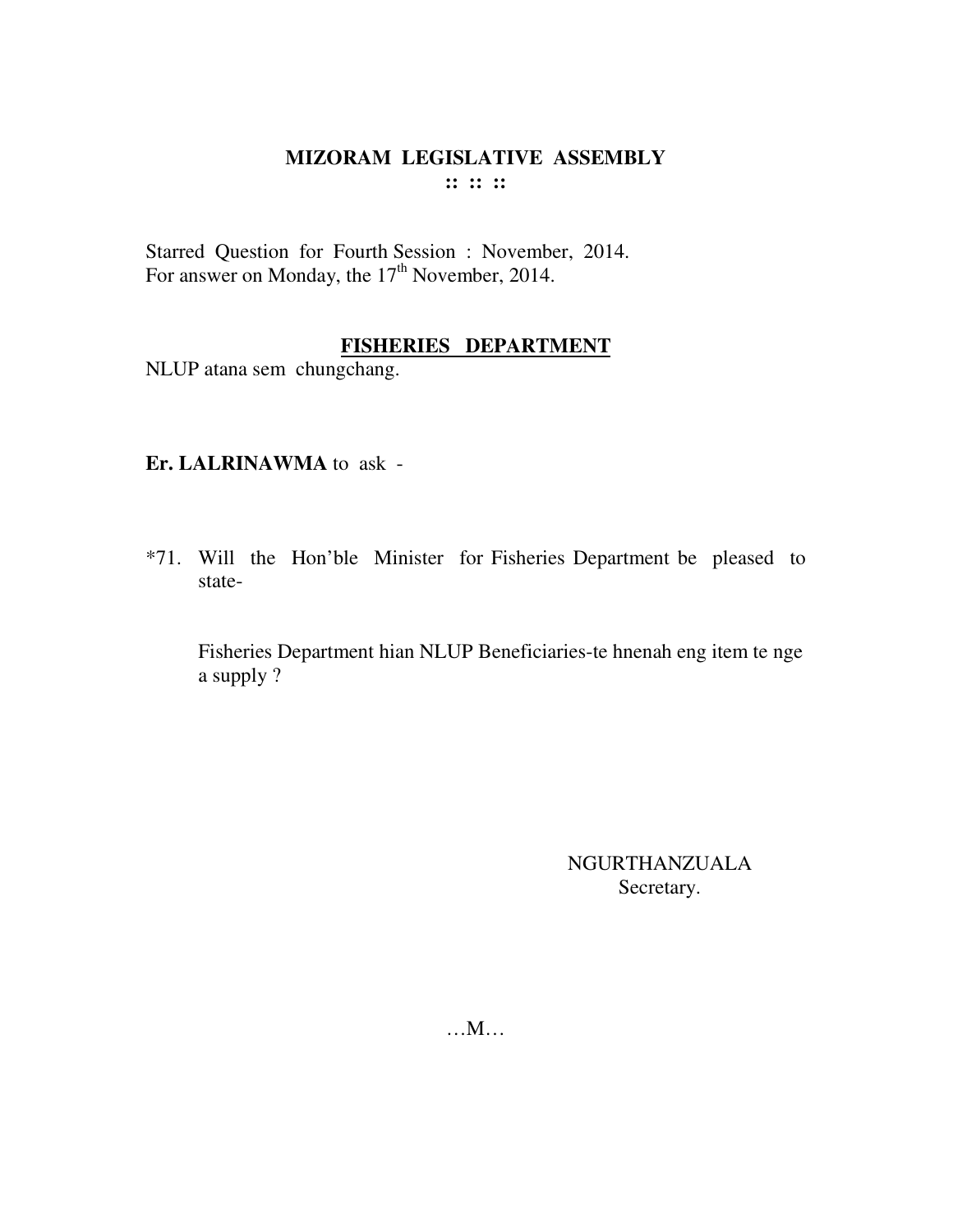# MIZORAM LEGISLATIVE ASSEMBLY

**:: :: ::**

Starred Question for Fourth Session : November, 2014.
For answer on Monday, the 17th November, 2014.

## FISHERIES DEPARTMENT

NLUP atana sem chungchang.

**Er. LALRINAWMA** to ask -

*71. Will the Hon'ble Minister for Fisheries Department be pleased to state-

Fisheries Department hian NLUP Beneficiaries-te hnenah eng item te nge a supply ?

NGURTHANZUALA
Secretary.

…M…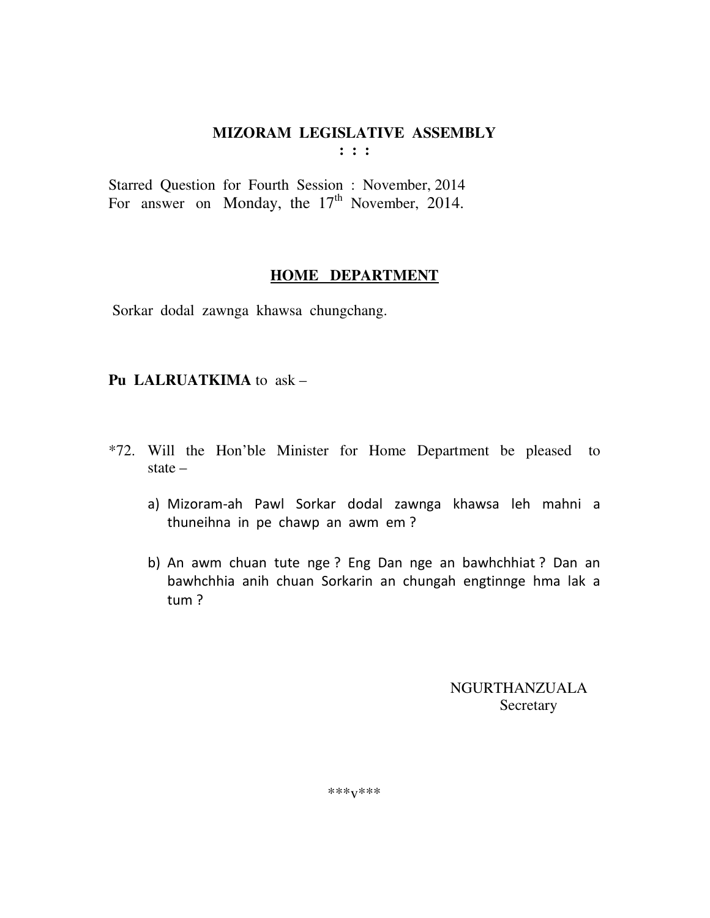# MIZORAM LEGISLATIVE ASSEMBLY

**: : :**

Starred Question for Fourth Session : November, 2014
For answer on Monday, the 17th November, 2014.

## HOME DEPARTMENT

Sorkar dodal zawnga khawsa chungchang.

**Pu LALRUATKIMA** to ask –

*72. Will the Hon'ble Minister for Home Department be pleased to state –

a) Mizoram-ah Pawl Sorkar dodal zawnga khawsa leh mahni a thuneihna in pe chawp an awm em ?

b) An awm chuan tute nge ? Eng Dan nge an bawhchhiat ? Dan an bawhchhia anih chuan Sorkarin an chungah engtinnge hma lak a tum ?

NGURTHANZUALA
Secretary

***v***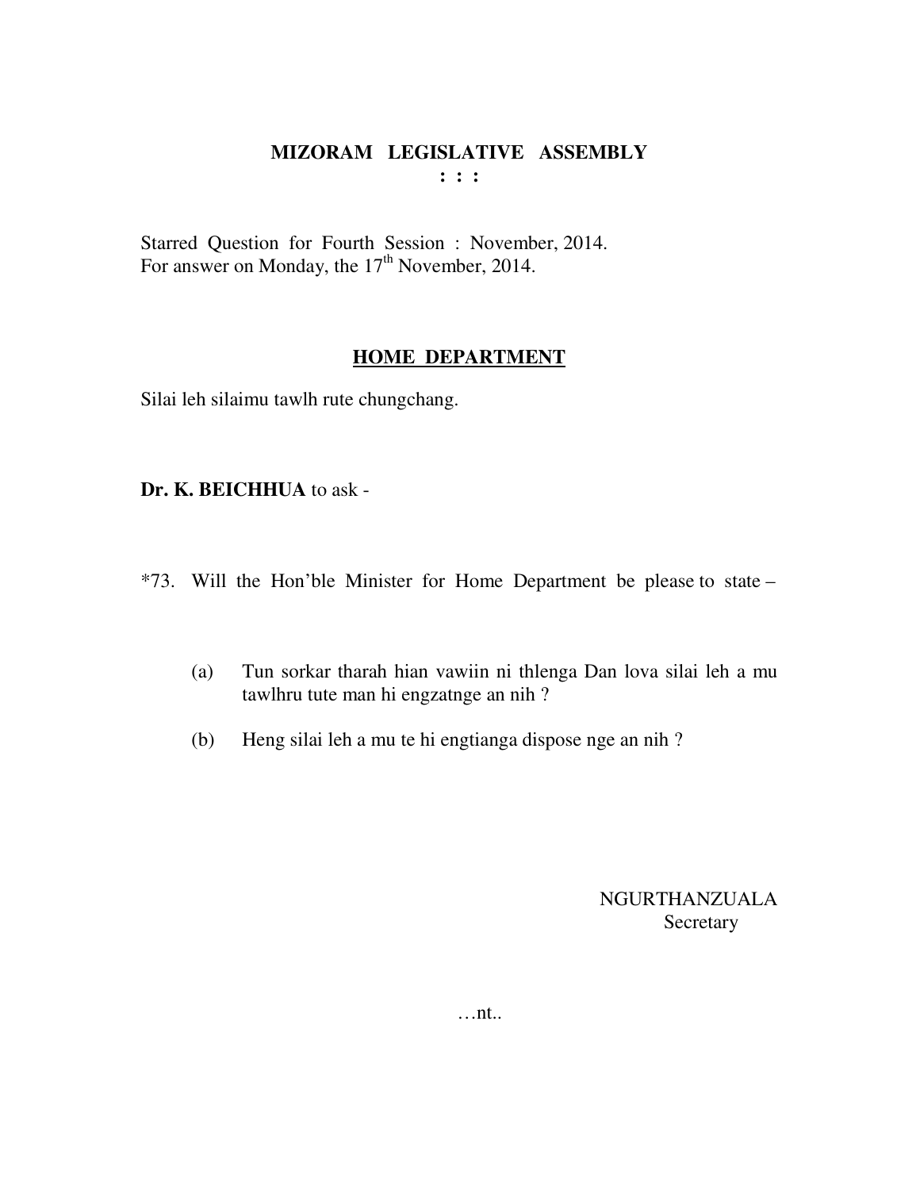# MIZORAM LEGISLATIVE ASSEMBLY

**: : :**

Starred Question for Fourth Session : November, 2014.
For answer on Monday, the 17th November, 2014.

## HOME DEPARTMENT

Silai leh silaimu tawlh rute chungchang.

**Dr. K. BEICHHUA** to ask -

*73. Will the Hon'ble Minister for Home Department be please to state –

(a) Tun sorkar tharah hian vawiin ni thlenga Dan lova silai leh a mu tawlhru tute man hi engzatnge an nih ?

(b) Heng silai leh a mu te hi engtianga dispose nge an nih ?

NGURTHANZUALA
Secretary

…nt..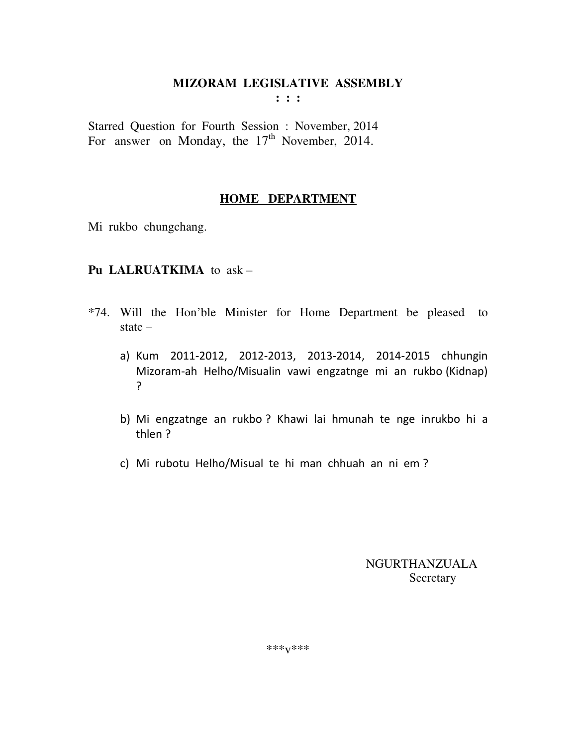# MIZORAM LEGISLATIVE ASSEMBLY

: : :

Starred Question for Fourth Session : November, 2014
For answer on Monday, the 17th November, 2014.

## HOME DEPARTMENT

Mi rukbo chungchang.

**Pu LALRUATKIMA** to ask –

*74. Will the Hon'ble Minister for Home Department be pleased to state –

a) Kum 2011-2012, 2012-2013, 2013-2014, 2014-2015 chhungin Mizoram-ah Helho/Misualin vawi engzatnge mi an rukbo (Kidnap) ?

b) Mi engzatnge an rukbo ? Khawi lai hmunah te nge inrukbo hi a thlen ?

c) Mi rubotu Helho/Misual te hi man chhuah an ni em ?

NGURTHANZUALA
Secretary

***v***